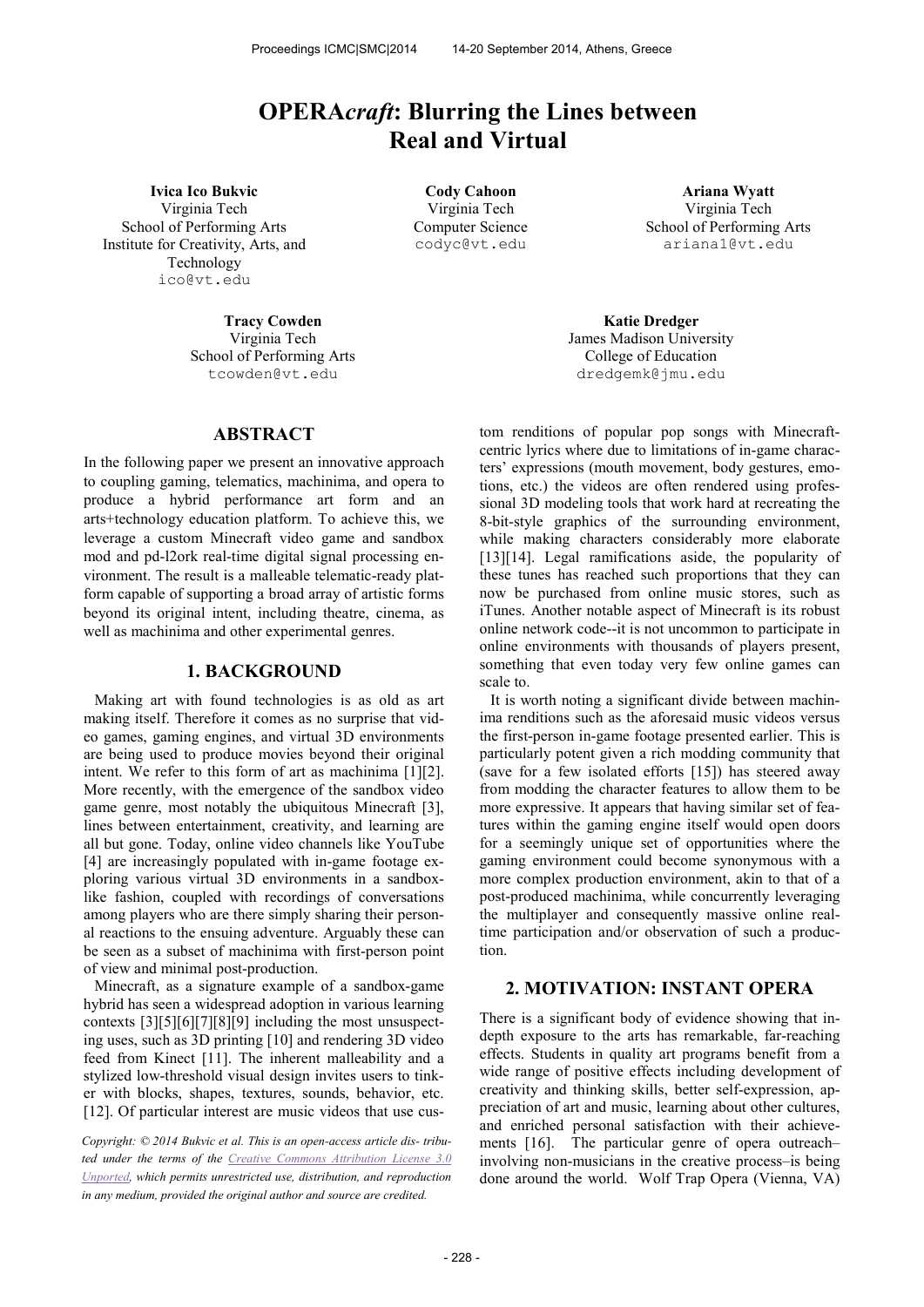# OPERA*craft*: Blurring the Lines between Real and Virtual

**Ivica Ico Bukvic**
Virginia Tech
School of Performing Arts
Institute for Creativity, Arts, and Technology
ico@vt.edu

**Cody Cahoon**
Virginia Tech
Computer Science
codyc@vt.edu

**Ariana Wyatt**
Virginia Tech
School of Performing Arts
ariana1@vt.edu

**Tracy Cowden**
Virginia Tech
School of Performing Arts
tcowden@vt.edu

**Katie Dredger**
James Madison University
College of Education
dredgemk@jmu.edu

## ABSTRACT

In the following paper we present an innovative approach to coupling gaming, telematics, machinima, and opera to produce a hybrid performance art form and an arts+technology education platform. To achieve this, we leverage a custom Minecraft video game and sandbox mod and pd-l2ork real-time digital signal processing environment. The result is a malleable telematic-ready platform capable of supporting a broad array of artistic forms beyond its original intent, including theatre, cinema, as well as machinima and other experimental genres.

## 1. BACKGROUND

Making art with found technologies is as old as art making itself. Therefore it comes as no surprise that video games, gaming engines, and virtual 3D environments are being used to produce movies beyond their original intent. We refer to this form of art as machinima [1][2]. More recently, with the emergence of the sandbox video game genre, most notably the ubiquitous Minecraft [3], lines between entertainment, creativity, and learning are all but gone. Today, online video channels like YouTube [4] are increasingly populated with in-game footage exploring various virtual 3D environments in a sandbox-like fashion, coupled with recordings of conversations among players who are there simply sharing their personal reactions to the ensuing adventure. Arguably these can be seen as a subset of machinima with first-person point of view and minimal post-production.

Minecraft, as a signature example of a sandbox-game hybrid has seen a widespread adoption in various learning contexts [3][5][6][7][8][9] including the most unsuspecting uses, such as 3D printing [10] and rendering 3D video feed from Kinect [11]. The inherent malleability and a stylized low-threshold visual design invites users to tinker with blocks, shapes, textures, sounds, behavior, etc. [12]. Of particular interest are music videos that use custom renditions of popular pop songs with Minecraft-centric lyrics where due to limitations of in-game characters' expressions (mouth movement, body gestures, emotions, etc.) the videos are often rendered using professional 3D modeling tools that work hard at recreating the 8-bit-style graphics of the surrounding environment, while making characters considerably more elaborate [13][14]. Legal ramifications aside, the popularity of these tunes has reached such proportions that they can now be purchased from online music stores, such as iTunes. Another notable aspect of Minecraft is its robust online network code--it is not uncommon to participate in online environments with thousands of players present, something that even today very few online games can scale to.

It is worth noting a significant divide between machinima renditions such as the aforesaid music videos versus the first-person in-game footage presented earlier. This is particularly potent given a rich modding community that (save for a few isolated efforts [15]) has steered away from modding the character features to allow them to be more expressive. It appears that having similar set of features within the gaming engine itself would open doors for a seemingly unique set of opportunities where the gaming environment could become synonymous with a more complex production environment, akin to that of a post-produced machinima, while concurrently leveraging the multiplayer and consequently massive online real-time participation and/or observation of such a production.

## 2. MOTIVATION: INSTANT OPERA

There is a significant body of evidence showing that in-depth exposure to the arts has remarkable, far-reaching effects. Students in quality art programs benefit from a wide range of positive effects including development of creativity and thinking skills, better self-expression, appreciation of art and music, learning about other cultures, and enriched personal satisfaction with their achievements [16]. The particular genre of opera outreach–involving non-musicians in the creative process–is being done around the world. Wolf Trap Opera (Vienna, VA)

*Copyright: © 2014 Bukvic et al. This is an open-access article distributed under the terms of the Creative Commons Attribution License 3.0 Unported, which permits unrestricted use, distribution, and reproduction in any medium, provided the original author and source are credited.*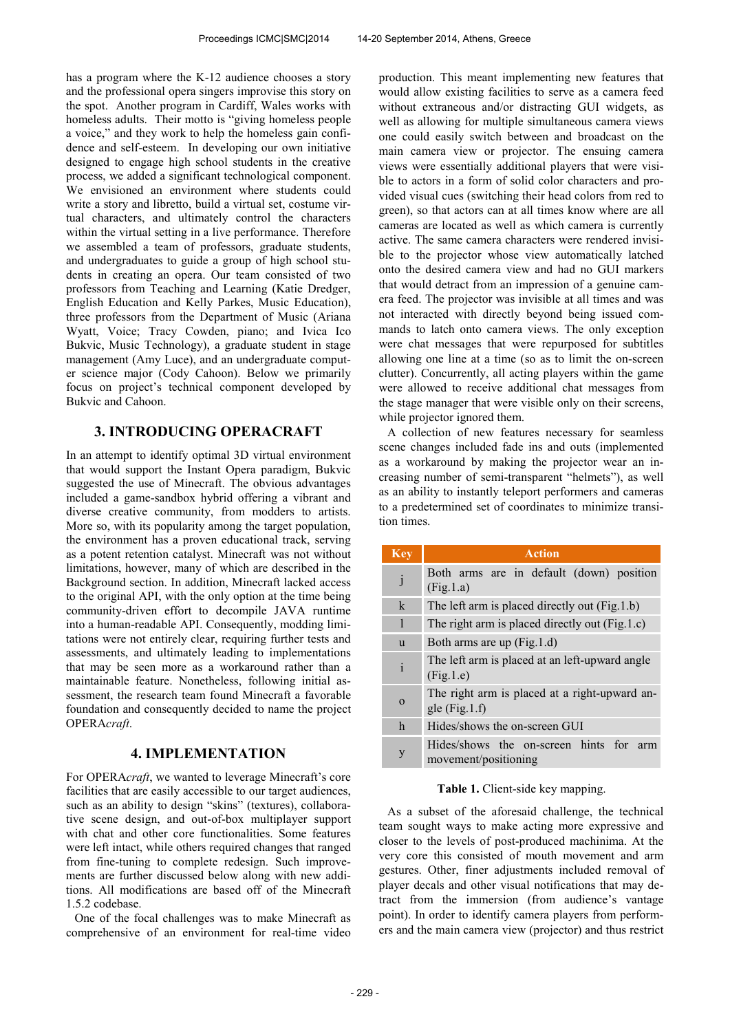has a program where the K-12 audience chooses a story and the professional opera singers improvise this story on the spot. Another program in Cardiff, Wales works with homeless adults. Their motto is "giving homeless people a voice," and they work to help the homeless gain confidence and self-esteem. In developing our own initiative designed to engage high school students in the creative process, we added a significant technological component. We envisioned an environment where students could write a story and libretto, build a virtual set, costume virtual characters, and ultimately control the characters within the virtual setting in a live performance. Therefore we assembled a team of professors, graduate students, and undergraduates to guide a group of high school students in creating an opera. Our team consisted of two professors from Teaching and Learning (Katie Dredger, English Education and Kelly Parkes, Music Education), three professors from the Department of Music (Ariana Wyatt, Voice; Tracy Cowden, piano; and Ivica Ico Bukvic, Music Technology), a graduate student in stage management (Amy Luce), and an undergraduate computer science major (Cody Cahoon). Below we primarily focus on project's technical component developed by Bukvic and Cahoon.

## 3. INTRODUCING OPERACRAFT

In an attempt to identify optimal 3D virtual environment that would support the Instant Opera paradigm, Bukvic suggested the use of Minecraft. The obvious advantages included a game-sandbox hybrid offering a vibrant and diverse creative community, from modders to artists. More so, with its popularity among the target population, the environment has a proven educational track, serving as a potent retention catalyst. Minecraft was not without limitations, however, many of which are described in the Background section. In addition, Minecraft lacked access to the original API, with the only option at the time being community-driven effort to decompile JAVA runtime into a human-readable API. Consequently, modding limitations were not entirely clear, requiring further tests and assessments, and ultimately leading to implementations that may be seen more as a workaround rather than a maintainable feature. Nonetheless, following initial assessment, the research team found Minecraft a favorable foundation and consequently decided to name the project OPERA*craft*.

## 4. IMPLEMENTATION

For OPERA*craft*, we wanted to leverage Minecraft's core facilities that are easily accessible to our target audiences, such as an ability to design "skins" (textures), collaborative scene design, and out-of-box multiplayer support with chat and other core functionalities. Some features were left intact, while others required changes that ranged from fine-tuning to complete redesign. Such improvements are further discussed below along with new additions. All modifications are based off of the Minecraft 1.5.2 codebase.

One of the focal challenges was to make Minecraft as comprehensive of an environment for real-time video production. This meant implementing new features that would allow existing facilities to serve as a camera feed without extraneous and/or distracting GUI widgets, as well as allowing for multiple simultaneous camera views one could easily switch between and broadcast on the main camera view or projector. The ensuing camera views were essentially additional players that were visible to actors in a form of solid color characters and provided visual cues (switching their head colors from red to green), so that actors can at all times know where are all cameras are located as well as which camera is currently active. The same camera characters were rendered invisible to the projector whose view automatically latched onto the desired camera view and had no GUI markers that would detract from an impression of a genuine camera feed. The projector was invisible at all times and was not interacted with directly beyond being issued commands to latch onto camera views. The only exception were chat messages that were repurposed for subtitles allowing one line at a time (so as to limit the on-screen clutter). Concurrently, all acting players within the game were allowed to receive additional chat messages from the stage manager that were visible only on their screens, while projector ignored them.

A collection of new features necessary for seamless scene changes included fade ins and outs (implemented as a workaround by making the projector wear an increasing number of semi-transparent "helmets"), as well as an ability to instantly teleport performers and cameras to a predetermined set of coordinates to minimize transition times.

| Key | Action |
|---|---|
| j | Both arms are in default (down) position (Fig.1.a) |
| k | The left arm is placed directly out (Fig.1.b) |
| l | The right arm is placed directly out (Fig.1.c) |
| u | Both arms are up (Fig.1.d) |
| i | The left arm is placed at an left-upward angle (Fig.1.e) |
| o | The right arm is placed at a right-upward angle (Fig.1.f) |
| h | Hides/shows the on-screen GUI |
| y | Hides/shows the on-screen hints for arm movement/positioning |

**Table 1.** Client-side key mapping.

As a subset of the aforesaid challenge, the technical team sought ways to make acting more expressive and closer to the levels of post-produced machinima. At the very core this consisted of mouth movement and arm gestures. Other, finer adjustments included removal of player decals and other visual notifications that may detract from the immersion (from audience's vantage point). In order to identify camera players from performers and the main camera view (projector) and thus restrict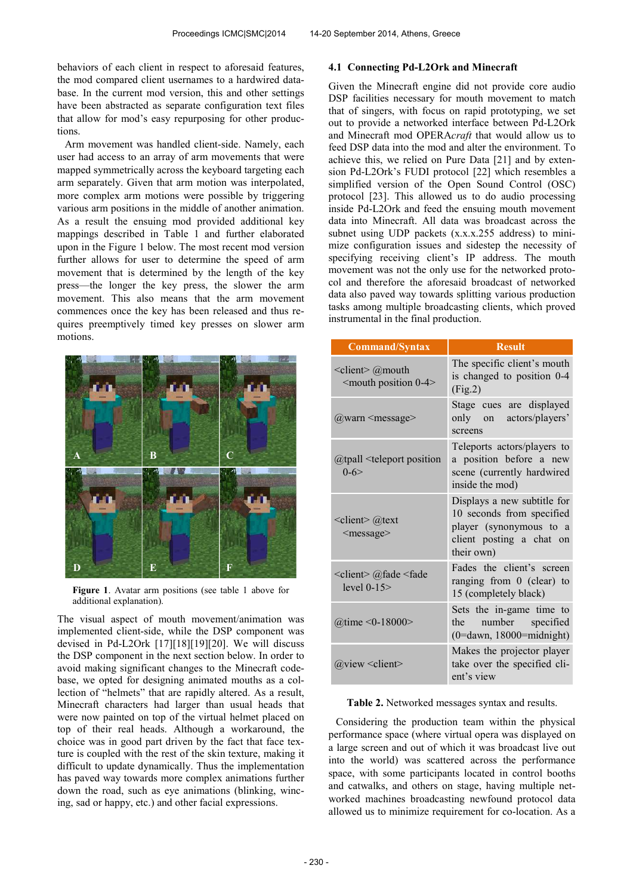behaviors of each client in respect to aforesaid features, the mod compared client usernames to a hardwired database. In the current mod version, this and other settings have been abstracted as separate configuration text files that allow for mod's easy repurposing for other productions.

Arm movement was handled client-side. Namely, each user had access to an array of arm movements that were mapped symmetrically across the keyboard targeting each arm separately. Given that arm motion was interpolated, more complex arm motions were possible by triggering various arm positions in the middle of another animation. As a result the ensuing mod provided additional key mappings described in Table 1 and further elaborated upon in the Figure 1 below. The most recent mod version further allows for user to determine the speed of arm movement that is determined by the length of the key press—the longer the key press, the slower the arm movement. This also means that the arm movement commences once the key has been released and thus requires preemptively timed key presses on slower arm motions.

**Figure 1**. Avatar arm positions (see table 1 above for additional explanation).

The visual aspect of mouth movement/animation was implemented client-side, while the DSP component was devised in Pd-L2Ork [17][18][19][20]. We will discuss the DSP component in the next section below. In order to avoid making significant changes to the Minecraft codebase, we opted for designing animated mouths as a collection of "helmets" that are rapidly altered. As a result, Minecraft characters had larger than usual heads that were now painted on top of the virtual helmet placed on top of their real heads. Although a workaround, the choice was in good part driven by the fact that face texture is coupled with the rest of the skin texture, making it difficult to update dynamically. Thus the implementation has paved way towards more complex animations further down the road, such as eye animations (blinking, wincing, sad or happy, etc.) and other facial expressions.

### 4.1 Connecting Pd-L2Ork and Minecraft

Given the Minecraft engine did not provide core audio DSP facilities necessary for mouth movement to match that of singers, with focus on rapid prototyping, we set out to provide a networked interface between Pd-L2Ork and Minecraft mod OPERA*craft* that would allow us to feed DSP data into the mod and alter the environment. To achieve this, we relied on Pure Data [21] and by extension Pd-L2Ork's FUDI protocol [22] which resembles a simplified version of the Open Sound Control (OSC) protocol [23]. This allowed us to do audio processing inside Pd-L2Ork and feed the ensuing mouth movement data into Minecraft. All data was broadcast across the subnet using UDP packets (x.x.x.255 address) to minimize configuration issues and sidestep the necessity of specifying receiving client's IP address. The mouth movement was not the only use for the network protocol and therefore the aforesaid broadcast of networked data also paved way towards splitting various production tasks among multiple broadcasting clients, which proved instrumental in the final production.

| Command/Syntax | Result |
|---|---|
| <client> @mouth <mouth position 0-4> | The specific client's mouth is changed to position 0-4 (Fig.2) |
| @warn <message> | Stage cues are displayed only on actors/players' screens |
| @tpall <teleport position 0-6> | Teleports actors/players to a position before a new scene (currently hardwired inside the mod) |
| <client> @text <message> | Displays a new subtitle for 10 seconds from specified player (synonymous to a client posting a chat on their own) |
| <client> @fade <fade level 0-15> | Fades the client's screen ranging from 0 (clear) to 15 (completely black) |
| @time <0-18000> | Sets the in-game time to the number specified (0=dawn, 18000=midnight) |
| @view <client> | Makes the projector player take over the specified client's view |

**Table 2.** Networked messages syntax and results.

Considering the production team within the physical performance space (where virtual opera was displayed on a large screen and out of which it was broadcast live out into the world) was scattered across the performance space, with some participants located in control booths and catwalks, and others on stage, having multiple networked machines broadcasting newfound protocol data allowed us to minimize requirement for co-location. As a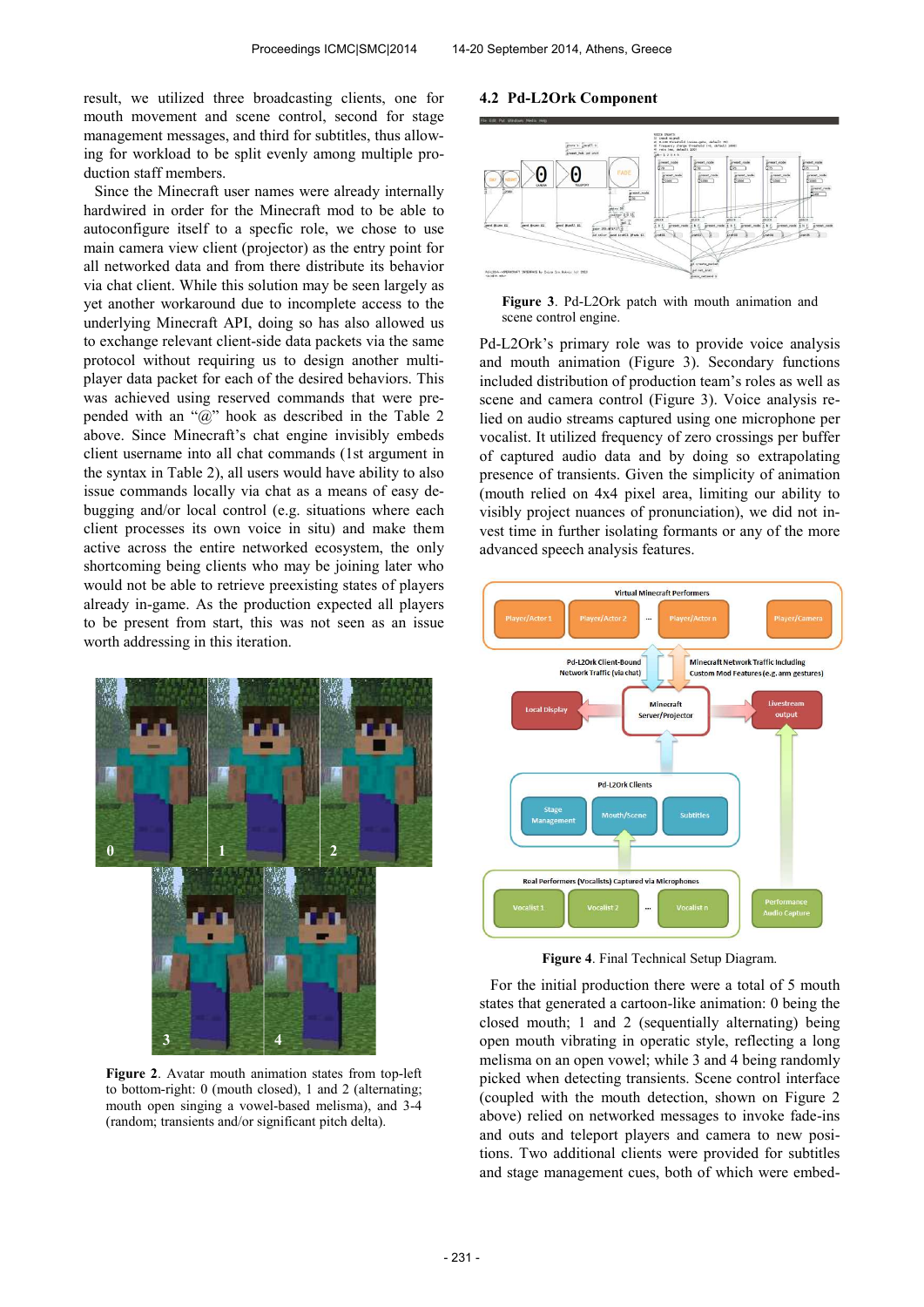result, we utilized three broadcasting clients, one for mouth movement and scene control, second for stage management messages, and third for subtitles, thus allowing for workload to be split evenly among multiple production staff members.

Since the Minecraft user names were already internally hardwired in order for the Minecraft mod to be able to autoconfigure itself to a specfic role, we chose to use main camera view client (projector) as the entry point for all networked data and from there distribute its behavior via chat client. While this solution may be seen largely as yet another workaround due to incomplete access to the underlying Minecraft API, doing so has also allowed us to exchange relevant client-side data packets via the same protocol without requiring us to design another multiplayer data packet for each of the desired behaviors. This was achieved using reserved commands that were prepended with an "@" hook as described in the Table 2 above. Since Minecraft's chat engine invisibly embeds client username into all chat commands (1st argument in the syntax in Table 2), all users would have ability to also issue commands locally via chat as a means of easy debugging and/or local control (e.g. situations where each client processes its own voice in situ) and make them active across the entire networked ecosystem, the only shortcoming being clients who may be joining later who would not be able to retrieve preexisting states of players already in-game. As the production expected all players to be present from start, this was not seen as an issue worth addressing in this iteration.

**Figure 2**. Avatar mouth animation states from top-left to bottom-right: 0 (mouth closed), 1 and 2 (alternating; mouth open singing a vowel-based melisma), and 3-4 (random; transients and/or significant pitch delta).

### 4.2 Pd-L2Ork Component

**Figure 3**. Pd-L2Ork patch with mouth animation and scene control engine.

Pd-L2Ork's primary role was to provide voice analysis and mouth animation (Figure 3). Secondary functions included distribution of production team's roles as well as scene and camera control (Figure 3). Voice analysis relied on audio streams captured using one microphone per vocalist. It utilized frequency of zero crossings per buffer of captured audio data and by doing so extrapolating presence of transients. Given the simplicity of animation (mouth relied on 4x4 pixel area, limiting our ability to visibly project nuances of pronunciation), we did not invest time in further isolating formants or any of the more advanced speech analysis features.

**Figure 4**. Final Technical Setup Diagram.

For the initial production there were a total of 5 mouth states that generated a cartoon-like animation: 0 being the closed mouth; 1 and 2 (sequentially alternating) being open mouth vibrating in operatic style, reflecting a long melisma on an open vowel; while 3 and 4 being randomly picked when detecting transients. Scene control interface (coupled with the mouth detection, shown on Figure 2 above) relied on networked messages to invoke fade-ins and outs and teleport players and camera to new positions. Two additional clients were provided for subtitles and stage management cues, both of which were embed-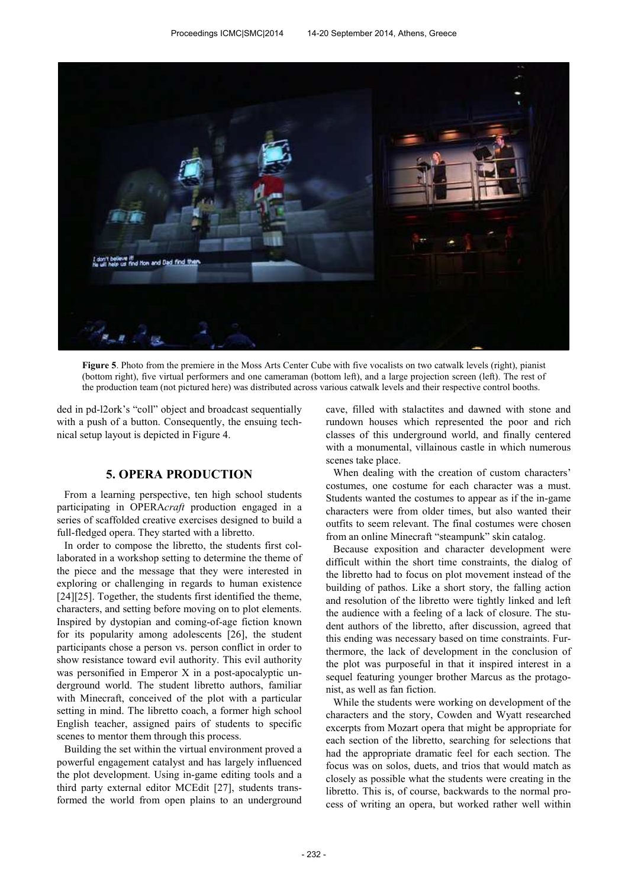**Figure 5**. Photo from the premiere in the Moss Arts Center Cube with five vocalists on two catwalk levels (right), pianist (bottom right), five virtual performers and one cameraman (bottom left), and a large projection screen (left). The rest of the production team (not pictured here) was distributed across various catwalk levels and their respective control booths.

ded in pd-l2ork's "coll" object and broadcast sequentially with a push of a button. Consequently, the ensuing technical setup layout is depicted in Figure 4.

## 5. OPERA PRODUCTION

From a learning perspective, ten high school students participating in OPERA*craft* production engaged in a series of scaffolded creative exercises designed to build a full-fledged opera. They started with a libretto.

In order to compose the libretto, the students first collaborated in a workshop setting to determine the theme of the piece and the message that they were interested in exploring or challenging in regards to human existence [24][25]. Together, the students first identified the theme, characters, and setting before moving on to plot elements. Inspired by dystopian and coming-of-age fiction known for its popularity among adolescents [26], the student participants chose a person vs. person conflict in order to show resistance toward evil authority. This evil authority was personified in Emperor X in a post-apocalyptic underground world. The student libretto authors, familiar with Minecraft, conceived of the plot with a particular setting in mind. The libretto coach, a former high school English teacher, assigned pairs of students to specific scenes to mentor them through this process.

Building the set within the virtual environment proved a powerful engagement catalyst and has largely influenced the plot development. Using in-game editing tools and a third party external editor MCEdit [27], students transformed the world from open plains to an underground cave, filled with stalactites and dawned with stone and rundown houses which represented the poor and rich classes of this underground world, and finally centered with a monumental, villainous castle in which numerous scenes take place.

When dealing with the creation of custom characters' costumes, one costume for each character was a must. Students wanted the costumes to appear as if the in-game characters were from older times, but also wanted their outfits to seem relevant. The final costumes were chosen from an online Minecraft "steampunk" skin catalog.

Because exposition and character development were difficult within the short time constraints, the dialog of the libretto had to focus on plot movement instead of the building of pathos. Like a short story, the falling action and resolution of the libretto were tightly linked and left the audience with a feeling of a lack of closure. The student authors of the libretto, after discussion, agreed that this ending was necessary based on time constraints. Furthermore, the lack of development in the conclusion of the plot was purposeful in that it inspired interest in a sequel featuring younger brother Marcus as the protagonist, as well as fan fiction.

While the students were working on development of the characters and the story, Cowden and Wyatt researched excerpts from Mozart opera that might be appropriate for each section of the libretto, searching for selections that had the appropriate dramatic feel for each section. The focus was on solos, duets, and trios that would match as closely as possible what the students were creating in the libretto. This is, of course, backwards to the normal process of writing an opera, but worked rather well within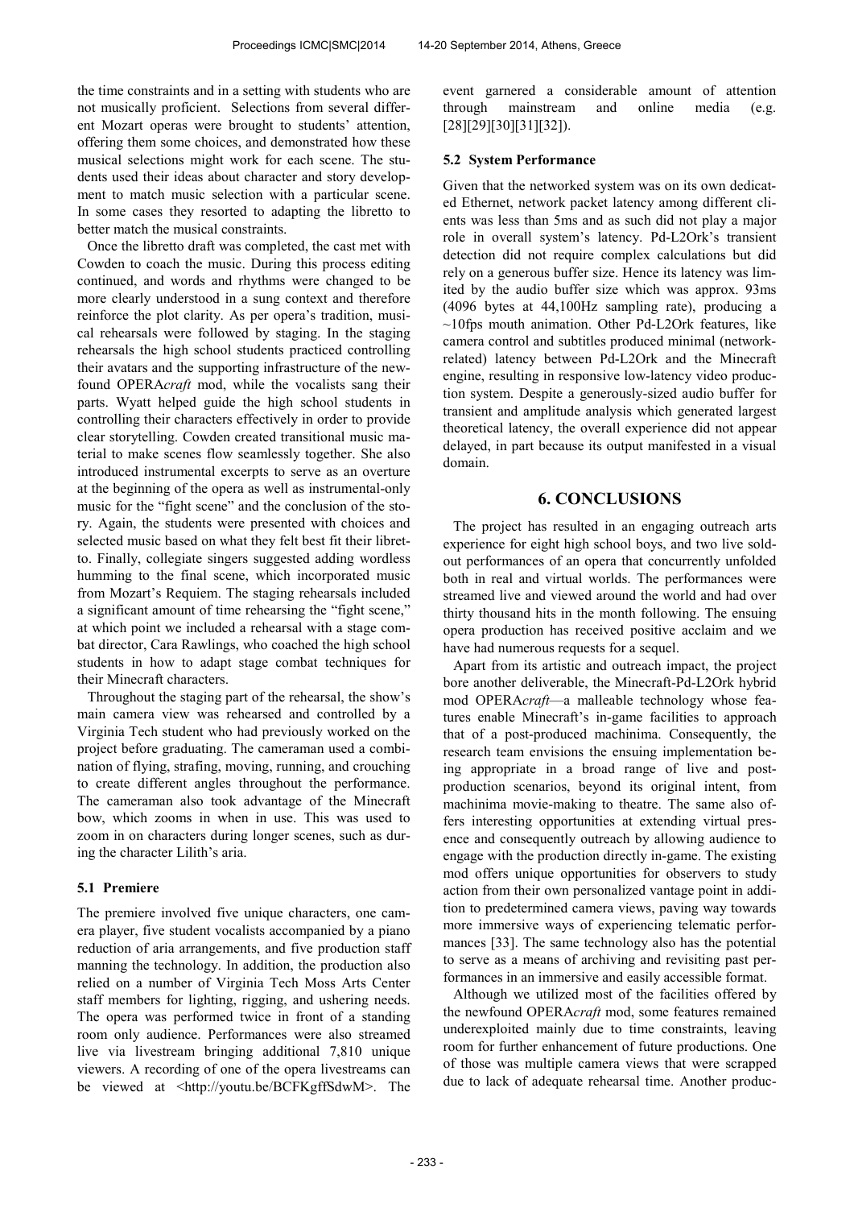the time constraints and in a setting with students who are not musically proficient. Selections from several different Mozart operas were brought to students' attention, offering them some choices, and demonstrated how these musical selections might work for each scene. The students used their ideas about character and story development to match music selection with a particular scene. In some cases they resorted to adapting the libretto to better match the musical constraints.

Once the libretto draft was completed, the cast met with Cowden to coach the music. During this process editing continued, and words and rhythms were changed to be more clearly understood in a sung context and therefore reinforce the plot clarity. As per opera's tradition, musical rehearsals were followed by staging. In the staging rehearsals the high school students practiced controlling their avatars and the supporting infrastructure of the newfound OPERA*craft* mod, while the vocalists sang their parts. Wyatt helped guide the high school students in controlling their characters effectively in order to provide clear storytelling. Cowden created transitional music material to make scenes flow seamlessly together. She also introduced instrumental excerpts to serve as an overture at the beginning of the opera as well as instrumental-only music for the "fight scene" and the conclusion of the story. Again, the students were presented with choices and selected music based on what they felt best fit their libretto. Finally, collegiate singers suggested adding wordless humming to the final scene, which incorporated music from Mozart's Requiem. The staging rehearsals included a significant amount of time rehearsing the "fight scene," at which point we included a rehearsal with a stage combat director, Cara Rawlings, who coached the high school students in how to adapt stage combat techniques for their Minecraft characters.

Throughout the staging part of the rehearsal, the show's main camera view was rehearsed and controlled by a Virginia Tech student who had previously worked on the project before graduating. The cameraman used a combination of flying, strafing, moving, running, and crouching to create different angles throughout the performance. The cameraman also took advantage of the Minecraft bow, which zooms in when in use. This was used to zoom in on characters during longer scenes, such as during the character Lilith's aria.

### 5.1 Premiere

The premiere involved five unique characters, one camera player, five student vocalists accompanied by a piano reduction of aria arrangements, and five production staff manning the technology. In addition, the production also relied on a number of Virginia Tech Moss Arts Center staff members for lighting, rigging, and ushering needs. The opera was performed twice in front of a standing room only audience. Performances were also streamed live via livestream bringing additional 7,810 unique viewers. A recording of one of the opera livestreams can be viewed at <http://youtu.be/BCFKgffSdwM>. The event garnered a considerable amount of attention through mainstream and online media (e.g. [28][29][30][31][32]).

### 5.2 System Performance

Given that the networked system was on its own dedicated Ethernet, network packet latency among different clients was less than 5ms and as such did not play a major role in overall system's latency. Pd-L2Ork's transient detection did not require complex calculations but did rely on a generous buffer size. Hence its latency was limited by the audio buffer size which was approx. 93ms (4096 bytes at 44,100Hz sampling rate), producing a ~10fps mouth animation. Other Pd-L2Ork features, like camera control and subtitles produced minimal (network-related) latency between Pd-L2Ork and the Minecraft engine, resulting in responsive low-latency video production system. Despite a generously-sized audio buffer for transient and amplitude analysis which generated largest theoretical latency, the overall experience did not appear delayed, in part because its output manifested in a visual domain.

## 6. CONCLUSIONS

The project has resulted in an engaging outreach arts experience for eight high school boys, and two live sold-out performances of an opera that concurrently unfolded both in real and virtual worlds. The performances were streamed live and viewed around the world and had over thirty thousand hits in the month following. The ensuing opera production has received positive acclaim and we have had numerous requests for a sequel.

Apart from its artistic and outreach impact, the project bore another deliverable, the Minecraft-Pd-L2Ork hybrid mod OPERA*craft*—a malleable technology whose features enable Minecraft's in-game facilities to approach that of a post-produced machinima. Consequently, the research team envisions the ensuing implementation being appropriate in a broad range of live and post-production scenarios, beyond its original intent, from machinima movie-making to theatre. The same also offers interesting opportunities at extending virtual presence and consequently outreach by allowing audience to engage with the production directly in-game. The existing mod offers unique opportunities for observers to study action from their own personalized vantage point in addition to predetermined camera views, paving way towards more immersive ways of experiencing telematic performances [33]. The same technology also has the potential to serve as a means of archiving and revisiting past performances in an immersive and easily accessible format.

Although we utilized most of the facilities offered by the newfound OPERA*craft* mod, some features remained underexploited mainly due to time constraints, leaving room for further enhancement of future productions. One of those was multiple camera views that were scrapped due to lack of adequate rehearsal time. Another produc-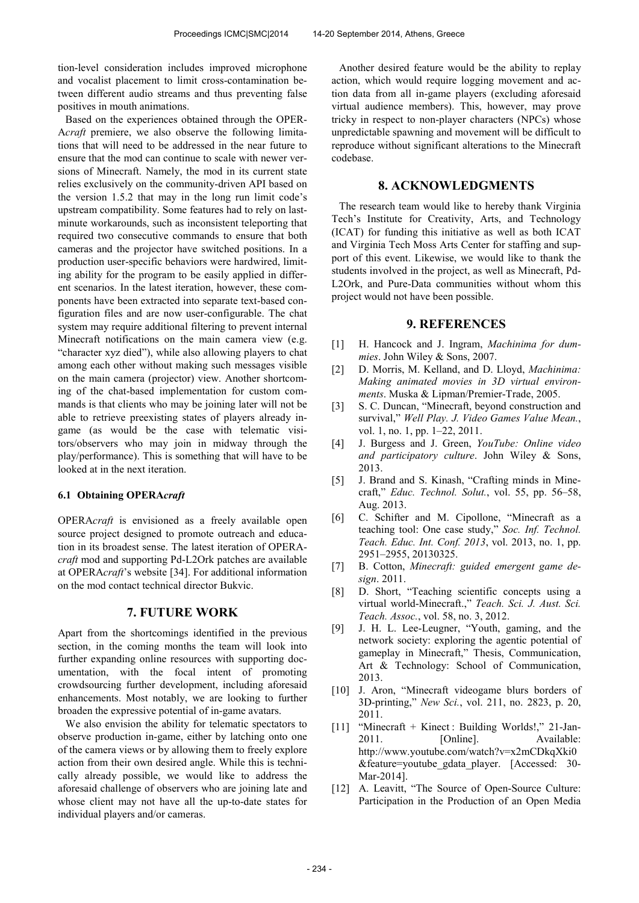tion-level consideration includes improved microphone and vocalist placement to limit cross-contamination between different audio streams and thus preventing false positives in mouth animations.

Based on the experiences obtained through the OPERA*craft* premiere, we also observe the following limitations that will need to be addressed in the near future to ensure that the mod can continue to scale with newer versions of Minecraft. Namely, the mod in its current state relies exclusively on the community-driven API based on the version 1.5.2 that may in the long run limit code's upstream compatibility. Some features had to rely on last-minute workarounds, such as inconsistent teleporting that required two consecutive commands to ensure that both cameras and the projector have switched positions. In a production user-specific behaviors were hardwired, limiting ability for the program to be easily applied in different scenarios. In the latest iteration, however, these components have been extracted into separate text-based configuration files and are now user-configurable. The chat system may require additional filtering to prevent internal Minecraft notifications on the main camera view (e.g. "character xyz died"), while also allowing players to chat among each other without making such messages visible on the main camera (projector) view. Another shortcoming of the chat-based implementation for custom commands is that clients who may be joining later will not be able to retrieve preexisting states of players already in-game (as would be the case with telematic visitors/observers who may join in midway through the play/performance). This is something that will have to be looked at in the next iteration.

### 6.1 Obtaining OPERA*craft*

OPERA*craft* is envisioned as a freely available open source project designed to promote outreach and education in its broadest sense. The latest iteration of OPERA*craft* mod and supporting Pd-L2Ork patches are available at OPERA*craft*'s website [34]. For additional information on the mod contact technical director Bukvic.

## 7. FUTURE WORK

Apart from the shortcomings identified in the previous section, in the coming months the team will look into further expanding online resources with supporting documentation, with the focal intent of promoting crowdsourcing further development, including aforesaid enhancements. Most notably, we are looking to further broaden the expressive potential of in-game avatars.

We also envision the ability for telematic spectators to observe production in-game, either by latching onto one of the camera views or by allowing them to freely explore action from their own desired angle. While this is technically already possible, we would like to address the aforesaid challenge of observers who are joining late and whose client may not have all the up-to-date states for individual players and/or cameras.

Another desired feature would be the ability to replay action, which would require logging movement and action data from all in-game players (excluding aforesaid virtual audience members). This, however, may prove tricky in respect to non-player characters (NPCs) whose unpredictable spawning and movement will be difficult to reproduce without significant alterations to the Minecraft codebase.

## 8. ACKNOWLEDGMENTS

The research team would like to hereby thank Virginia Tech's Institute for Creativity, Arts, and Technology (ICAT) for funding this initiative as well as both ICAT and Virginia Tech Moss Arts Center for staffing and support of this event. Likewise, we would like to thank the students involved in the project, as well as Minecraft, Pd-L2Ork, and Pure-Data communities without whom this project would not have been possible.

## 9. REFERENCES

[1] H. Hancock and J. Ingram, *Machinima for dummies*. John Wiley & Sons, 2007.

[2] D. Morris, M. Kelland, and D. Lloyd, *Machinima: Making animated movies in 3D virtual environments*. Muska & Lipman/Premier-Trade, 2005.

[3] S. C. Duncan, "Minecraft, beyond construction and survival," *Well Play. J. Video Games Value Mean.*, vol. 1, no. 1, pp. 1–22, 2011.

[4] J. Burgess and J. Green, *YouTube: Online video and participatory culture*. John Wiley & Sons, 2013.

[5] J. Brand and S. Kinash, "Crafting minds in Minecraft," *Educ. Technol. Solut.*, vol. 55, pp. 56–58, Aug. 2013.

[6] C. Schifter and M. Cipollone, "Minecraft as a teaching tool: One case study," *Soc. Inf. Technol. Teach. Educ. Int. Conf. 2013*, vol. 2013, no. 1, pp. 2951–2955, 20130325.

[7] B. Cotton, *Minecraft: guided emergent game design*. 2011.

[8] D. Short, "Teaching scientific concepts using a virtual world-Minecraft.," *Teach. Sci. J. Aust. Sci. Teach. Assoc.*, vol. 58, no. 3, 2012.

[9] J. H. L. Lee-Leugner, "Youth, gaming, and the network society: exploring the agentic potential of gameplay in Minecraft," Thesis, Communication, Art & Technology: School of Communication, 2013.

[10] J. Aron, "Minecraft videogame blurs borders of 3D-printing," *New Sci.*, vol. 211, no. 2823, p. 20, 2011.

[11] "Minecraft + Kinect : Building Worlds!," 21-Jan-2011. [Online]. Available: http://www.youtube.com/watch?v=x2mCDkqXki0&feature=youtube_gdata_player. [Accessed: 30-Mar-2014].

[12] A. Leavitt, "The Source of Open-Source Culture: Participation in the Production of an Open Media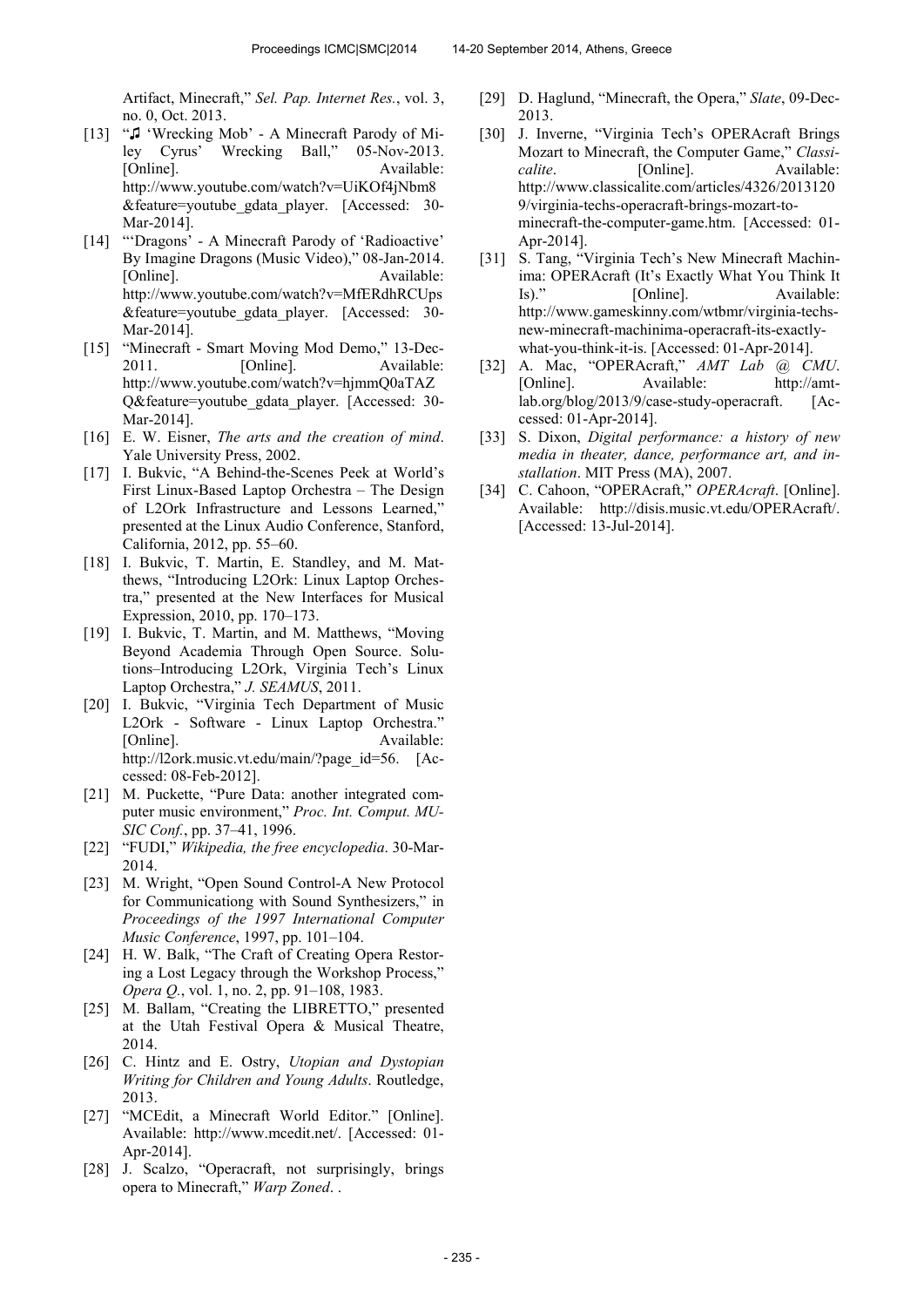Artifact, Minecraft," *Sel. Pap. Internet Res.*, vol. 3, no. 0, Oct. 2013.

[13] "♫ 'Wrecking Mob' - A Minecraft Parody of Miley Cyrus' Wrecking Ball," 05-Nov-2013. [Online]. Available: http://www.youtube.com/watch?v=UiKOf4jNbm8&feature=youtube_gdata_player. [Accessed: 30-Mar-2014].

[14] "'Dragons' - A Minecraft Parody of 'Radioactive' By Imagine Dragons (Music Video)," 08-Jan-2014. [Online]. Available: http://www.youtube.com/watch?v=MfERdhRCUps&feature=youtube_gdata_player. [Accessed: 30-Mar-2014].

[15] "Minecraft - Smart Moving Mod Demo," 13-Dec-2011. [Online]. Available: http://www.youtube.com/watch?v=hjmmQ0aTAZQ&feature=youtube_gdata_player. [Accessed: 30-Mar-2014].

[16] E. W. Eisner, *The arts and the creation of mind*. Yale University Press, 2002.

[17] I. Bukvic, "A Behind-the-Scenes Peek at World's First Linux-Based Laptop Orchestra – The Design of L2Ork Infrastructure and Lessons Learned," presented at the Linux Audio Conference, Stanford, California, 2012, pp. 55–60.

[18] I. Bukvic, T. Martin, E. Standley, and M. Matthews, "Introducing L2Ork: Linux Laptop Orchestra," presented at the New Interfaces for Musical Expression, 2010, pp. 170–173.

[19] I. Bukvic, T. Martin, and M. Matthews, "Moving Beyond Academia Through Open Source. Solutions–Introducing L2Ork, Virginia Tech's Linux Laptop Orchestra," *J. SEAMUS*, 2011.

[20] I. Bukvic, "Virginia Tech Department of Music L2Ork - Software - Linux Laptop Orchestra." [Online]. Available: http://l2ork.music.vt.edu/main/?page_id=56. [Accessed: 08-Feb-2012].

[21] M. Puckette, "Pure Data: another integrated computer music environment," *Proc. Int. Comput. MUSIC Conf.*, pp. 37–41, 1996.

[22] "FUDI," *Wikipedia, the free encyclopedia*. 30-Mar-2014.

[23] M. Wright, "Open Sound Control-A New Protocol for Communicationg with Sound Synthesizers," in *Proceedings of the 1997 International Computer Music Conference*, 1997, pp. 101–104.

[24] H. W. Balk, "The Craft of Creating Opera Restoring a Lost Legacy through the Workshop Process," *Opera Q.*, vol. 1, no. 2, pp. 91–108, 1983.

[25] M. Ballam, "Creating the LIBRETTO," presented at the Utah Festival Opera & Musical Theatre, 2014.

[26] C. Hintz and E. Ostry, *Utopian and Dystopian Writing for Children and Young Adults*. Routledge, 2013.

[27] "MCEdit, a Minecraft World Editor." [Online]. Available: http://www.mcedit.net/. [Accessed: 01-Apr-2014].

[28] J. Scalzo, "Operacraft, not surprisingly, brings opera to Minecraft," *Warp Zoned*. .

[29] D. Haglund, "Minecraft, the Opera," *Slate*, 09-Dec-2013.

[30] J. Inverne, "Virginia Tech's OPERAcraft Brings Mozart to Minecraft, the Computer Game," *Classicalite*. [Online]. Available: http://www.classicalite.com/articles/4326/20131209/virginia-techs-operacraft-brings-mozart-to-minecraft-the-computer-game.htm. [Accessed: 01-Apr-2014].

[31] S. Tang, "Virginia Tech's New Minecraft Machinima: OPERAcraft (It's Exactly What You Think It Is)." [Online]. Available: http://www.gameskinny.com/wtbmr/virginia-techs-new-minecraft-machinima-operacraft-its-exactly-what-you-think-it-is. [Accessed: 01-Apr-2014].

[32] A. Mac, "OPERAcraft," *AMT Lab @ CMU*. [Online]. Available: http://amt-lab.org/blog/2013/9/case-study-operacraft. [Accessed: 01-Apr-2014].

[33] S. Dixon, *Digital performance: a history of new media in theater, dance, performance art, and installation*. MIT Press (MA), 2007.

[34] C. Cahoon, "OPERAcraft," *OPERAcraft*. [Online]. Available: http://disis.music.vt.edu/OPERAcraft/. [Accessed: 13-Jul-2014].